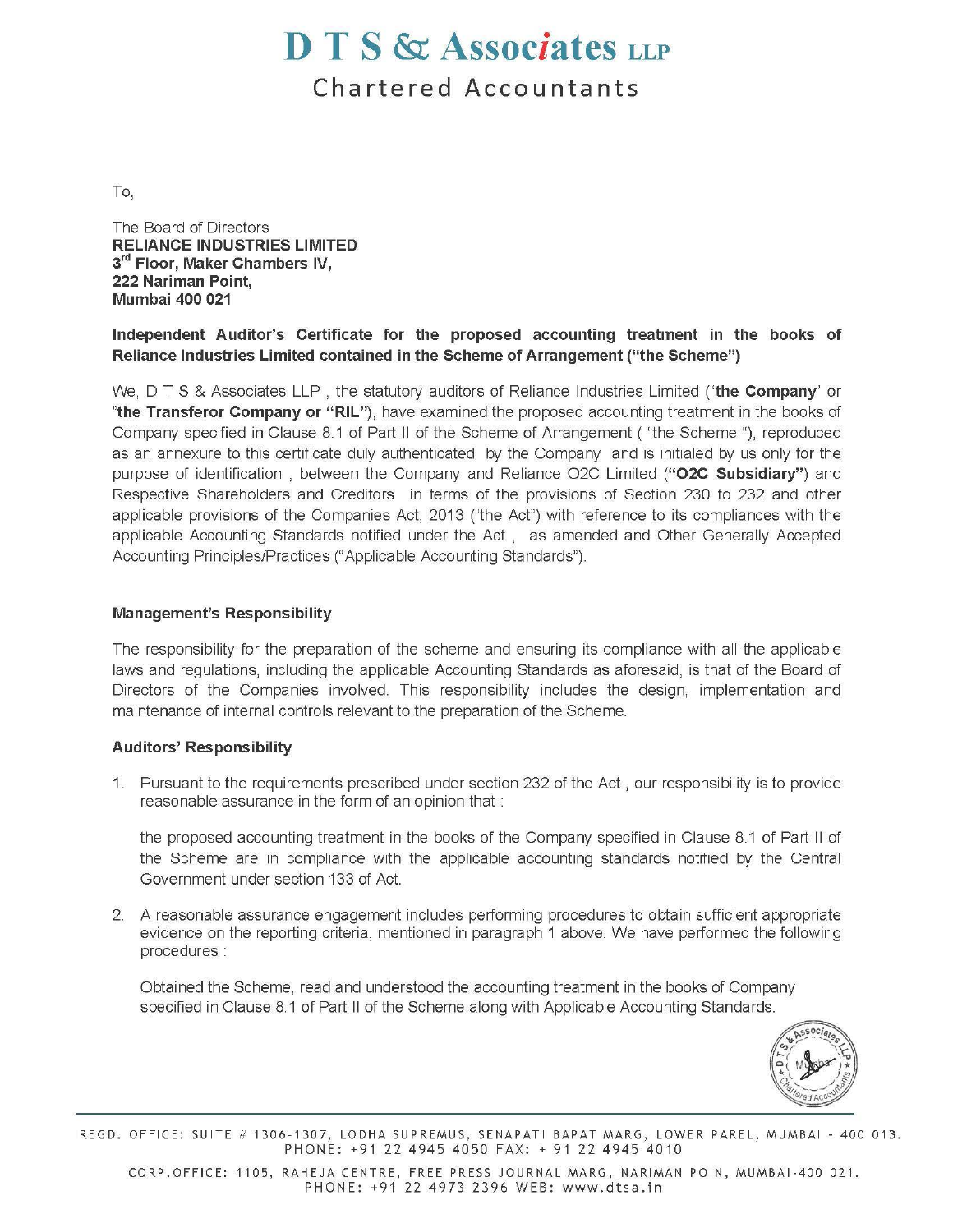# D T S & Associates LLP

## Chartered Accountants

To,

The Board of Directors
**RELIANCE INDUSTRIES LIMITED**
**3rd Floor, Maker Chambers IV,**
**222 Nariman Point,**
**Mumbai 400 021**

**Independent Auditor's Certificate for the proposed accounting treatment in the books of Reliance Industries Limited contained in the Scheme of Arrangement ("the Scheme")**

We, D T S & Associates LLP , the statutory auditors of Reliance Industries Limited ("**the Company**" or "**the Transferor Company or "RIL"**), have examined the proposed accounting treatment in the books of Company specified in Clause 8.1 of Part II of the Scheme of Arrangement ( "the Scheme "), reproduced as an annexure to this certificate duly authenticated by the Company and is initialed by us only for the purpose of identification , between the Company and Reliance O2C Limited (**"O2C Subsidiary"**) and Respective Shareholders and Creditors in terms of the provisions of Section 230 to 232 and other applicable provisions of the Companies Act, 2013 ("the Act") with reference to its compliances with the applicable Accounting Standards notified under the Act , as amended and Other Generally Accepted Accounting Principles/Practices ("Applicable Accounting Standards").

### Management's Responsibility

The responsibility for the preparation of the scheme and ensuring its compliance with all the applicable laws and regulations, including the applicable Accounting Standards as aforesaid, is that of the Board of Directors of the Companies involved. This responsibility includes the design, implementation and maintenance of internal controls relevant to the preparation of the Scheme.

### Auditors' Responsibility

1. Pursuant to the requirements prescribed under section 232 of the Act , our responsibility is to provide reasonable assurance in the form of an opinion that :

   the proposed accounting treatment in the books of the Company specified in Clause 8.1 of Part II of the Scheme are in compliance with the applicable accounting standards notified by the Central Government under section 133 of Act.

2. A reasonable assurance engagement includes performing procedures to obtain sufficient appropriate evidence on the reporting criteria, mentioned in paragraph 1 above. We have performed the following procedures :

   Obtained the Scheme, read and understood the accounting treatment in the books of Company specified in Clause 8.1 of Part II of the Scheme along with Applicable Accounting Standards.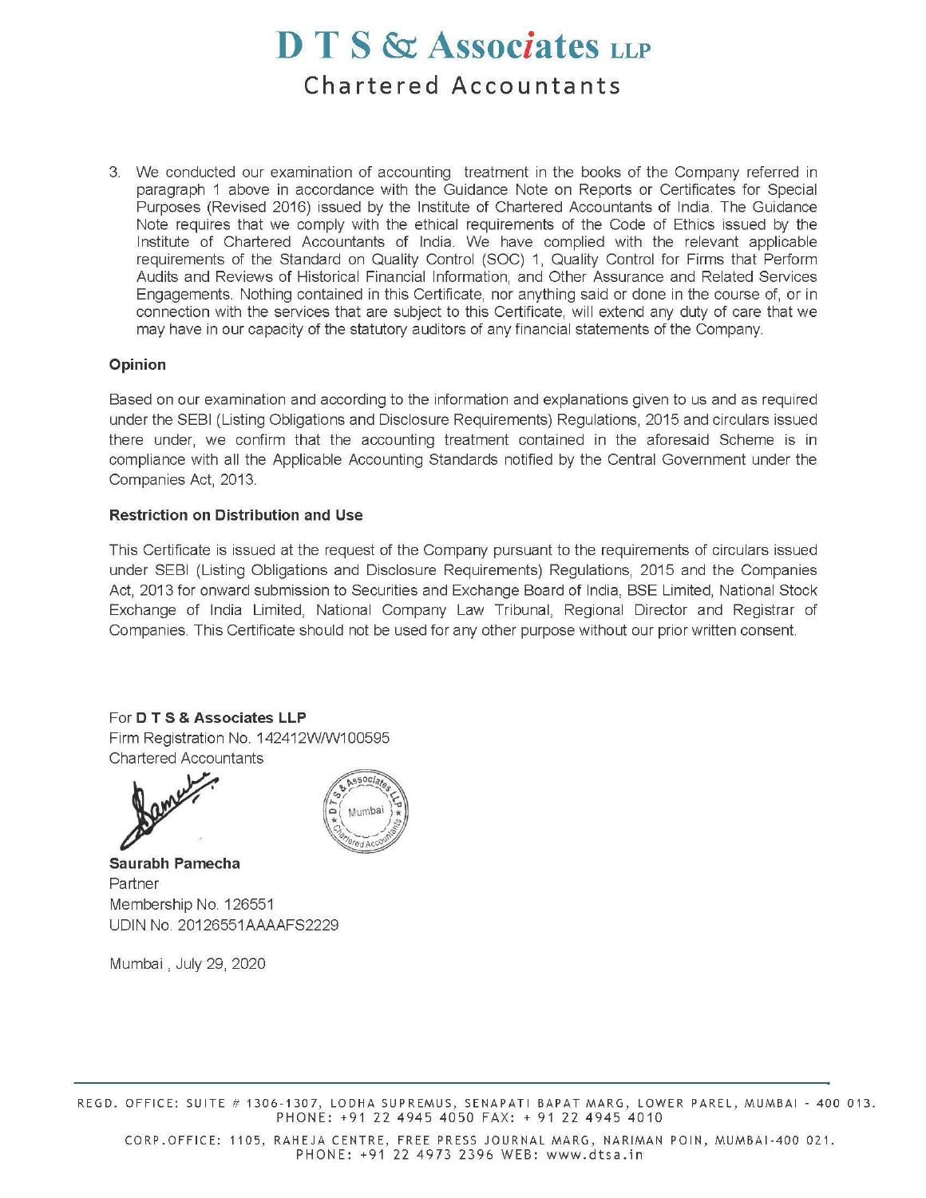3. We conducted our examination of accounting treatment in the books of the Company referred in paragraph 1 above in accordance with the Guidance Note on Reports or Certificates for Special Purposes (Revised 2016) issued by the Institute of Chartered Accountants of India. The Guidance Note requires that we comply with the ethical requirements of the Code of Ethics issued by the Institute of Chartered Accountants of India. We have complied with the relevant applicable requirements of the Standard on Quality Control (SOC) 1, Quality Control for Firms that Perform Audits and Reviews of Historical Financial Information, and Other Assurance and Related Services Engagements. Nothing contained in this Certificate, nor anything said or done in the course of, or in connection with the services that are subject to this Certificate, will extend any duty of care that we may have in our capacity of the statutory auditors of any financial statements of the Company.

**Opinion**

Based on our examination and according to the information and explanations given to us and as required under the SEBI (Listing Obligations and Disclosure Requirements) Regulations, 2015 and circulars issued there under, we confirm that the accounting treatment contained in the aforesaid Scheme is in compliance with all the Applicable Accounting Standards notified by the Central Government under the Companies Act, 2013.

**Restriction on Distribution and Use**

This Certificate is issued at the request of the Company pursuant to the requirements of circulars issued under SEBI (Listing Obligations and Disclosure Requirements) Regulations, 2015 and the Companies Act, 2013 for onward submission to Securities and Exchange Board of India, BSE Limited, National Stock Exchange of India Limited, National Company Law Tribunal, Regional Director and Registrar of Companies. This Certificate should not be used for any other purpose without our prior written consent.

For **D T S & Associates LLP**
Firm Registration No. 142412W/W100595
Chartered Accountants

**Saurabh Pamecha**
Partner
Membership No. 126551
UDIN No. 20126551AAAAFS2229

Mumbai , July 29, 2020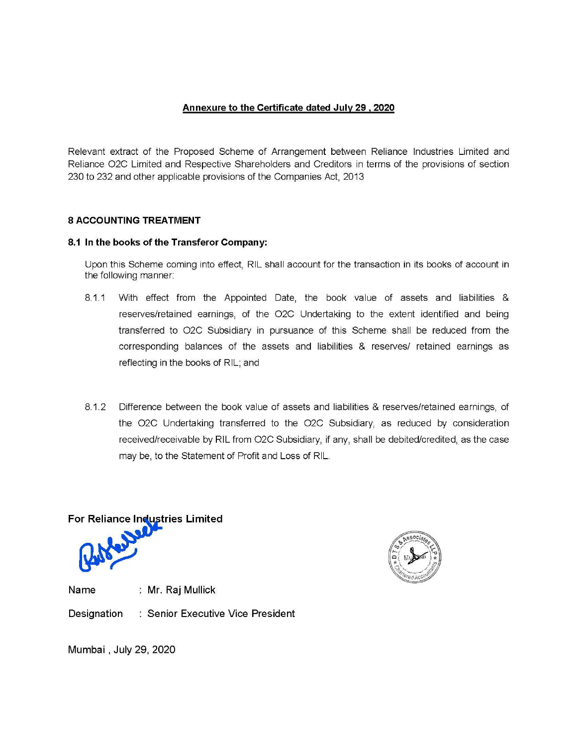**Annexure to the Certificate dated July 29 , 2020**

Relevant extract of the Proposed Scheme of Arrangement between Reliance Industries Limited and Reliance O2C Limited and Respective Shareholders and Creditors in terms of the provisions of section 230 to 232 and other applicable provisions of the Companies Act, 2013

## 8 ACCOUNTING TREATMENT

### 8.1 In the books of the Transferor Company:

Upon this Scheme coming into effect, RIL shall account for the transaction in its books of account in the following manner:

8.1.1 With effect from the Appointed Date, the book value of assets and liabilities & reserves/retained earnings, of the O2C Undertaking to the extent identified and being transferred to O2C Subsidiary in pursuance of this Scheme shall be reduced from the corresponding balances of the assets and liabilities & reserves/ retained earnings as reflecting in the books of RIL; and

8.1.2 Difference between the book value of assets and liabilities & reserves/retained earnings, of the O2C Undertaking transferred to the O2C Subsidiary, as reduced by consideration received/receivable by RIL from O2C Subsidiary, if any, shall be debited/credited, as the case may be, to the Statement of Profit and Loss of RIL.

**For Reliance Industries Limited**

Name : Mr. Raj Mullick

Designation : Senior Executive Vice President

Mumbai , July 29, 2020